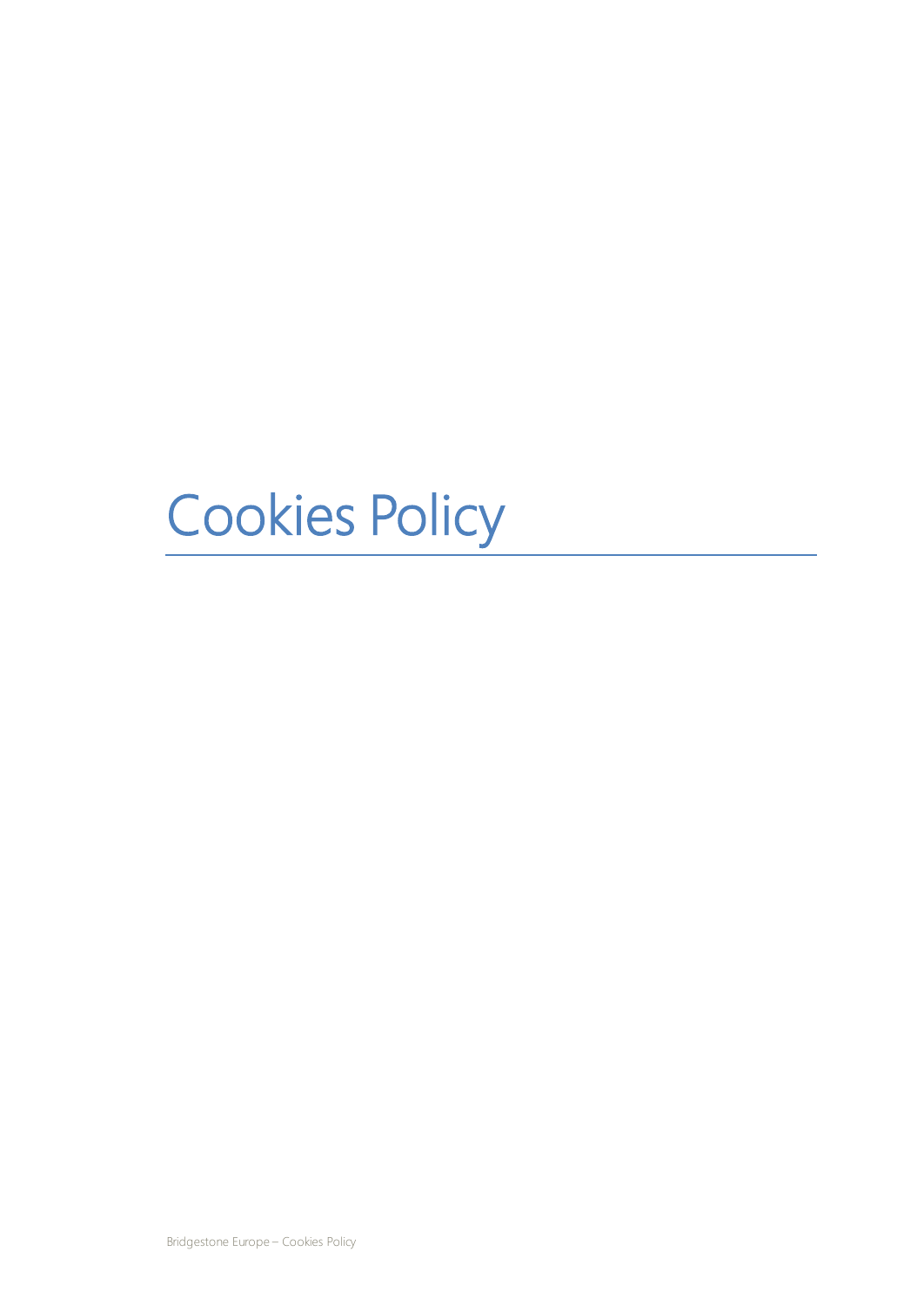# Cookies Policy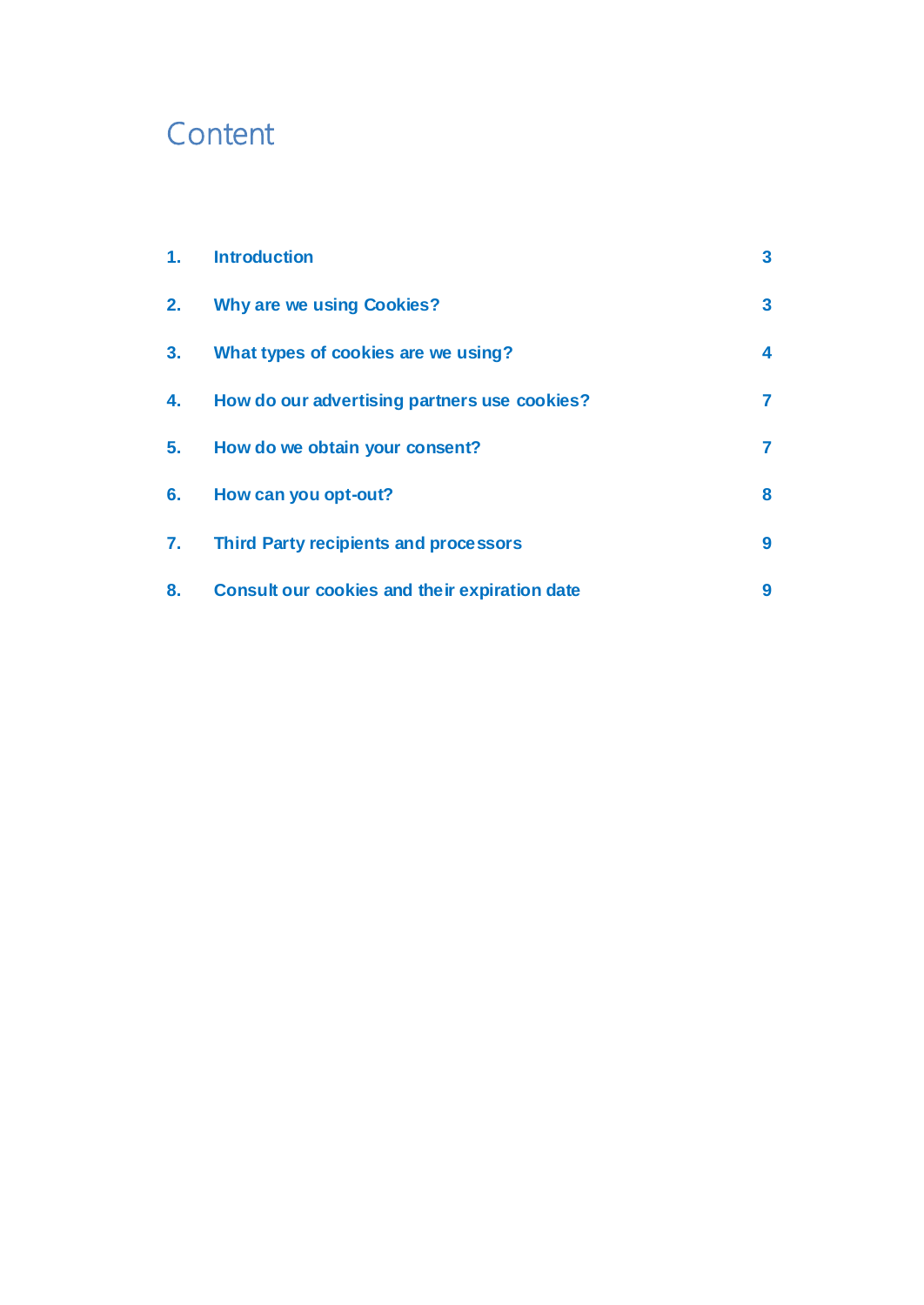# Content

| | | |
|---|---|---|
| 1. | Introduction | 3 |
| 2. | Why are we using Cookies? | 3 |
| 3. | What types of cookies are we using? | 4 |
| 4. | How do our advertising partners use cookies? | 7 |
| 5. | How do we obtain your consent? | 7 |
| 6. | How can you opt-out? | 8 |
| 7. | Third Party recipients and processors | 9 |
| 8. | Consult our cookies and their expiration date | 9 |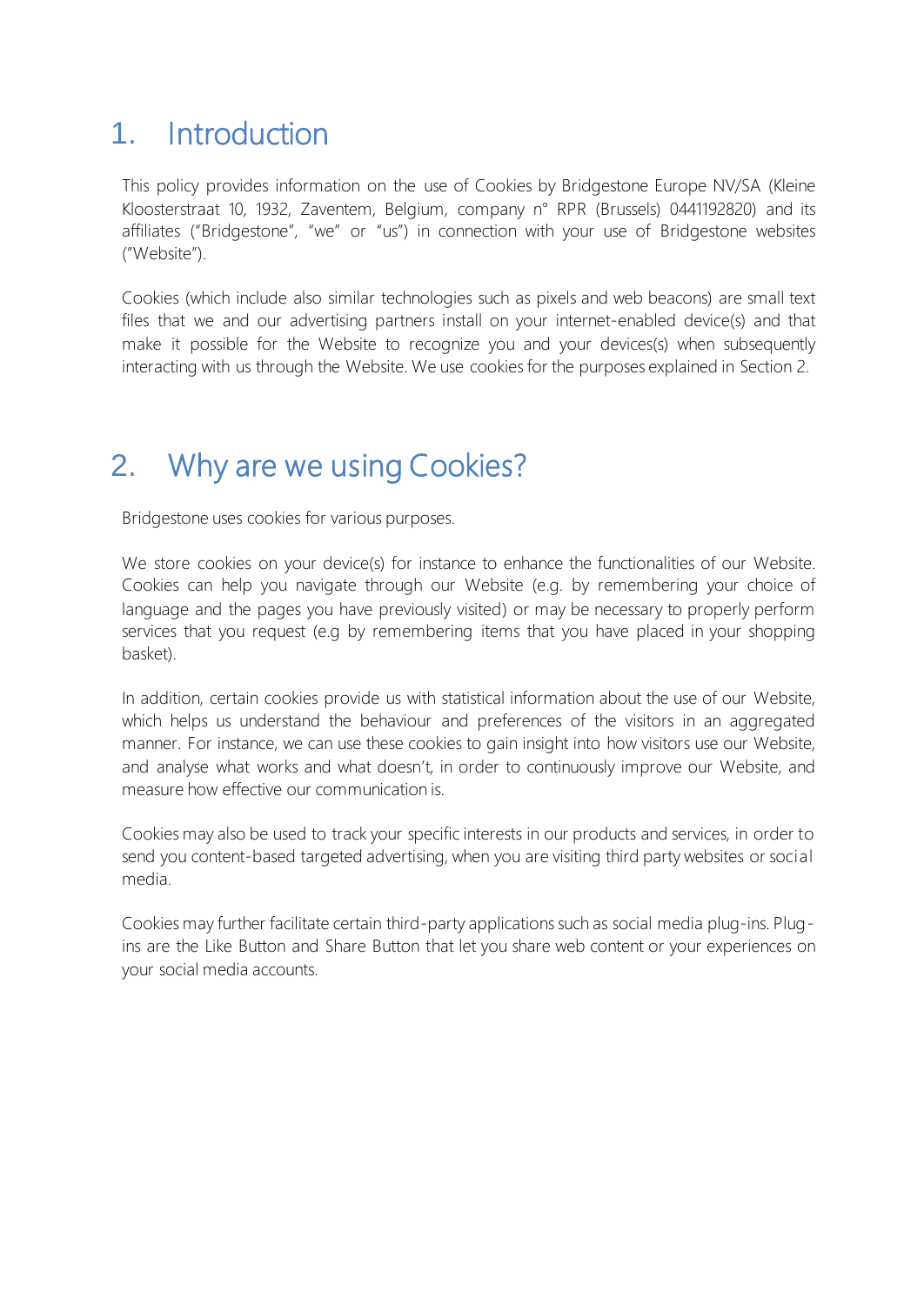# 1. Introduction

This policy provides information on the use of Cookies by Bridgestone Europe NV/SA (Kleine Kloosterstraat 10, 1932, Zaventem, Belgium, company n° RPR (Brussels) 0441192820) and its affiliates ("Bridgestone", "we" or "us") in connection with your use of Bridgestone websites ("Website").

Cookies (which include also similar technologies such as pixels and web beacons) are small text files that we and our advertising partners install on your internet-enabled device(s) and that make it possible for the Website to recognize you and your devices(s) when subsequently interacting with us through the Website. We use cookies for the purposes explained in Section 2.

# 2. Why are we using Cookies?

Bridgestone uses cookies for various purposes.

We store cookies on your device(s) for instance to enhance the functionalities of our Website. Cookies can help you navigate through our Website (e.g. by remembering your choice of language and the pages you have previously visited) or may be necessary to properly perform services that you request (e.g by remembering items that you have placed in your shopping basket).

In addition, certain cookies provide us with statistical information about the use of our Website, which helps us understand the behaviour and preferences of the visitors in an aggregated manner. For instance, we can use these cookies to gain insight into how visitors use our Website, and analyse what works and what doesn't, in order to continuously improve our Website, and measure how effective our communication is.

Cookies may also be used to track your specific interests in our products and services, in order to send you content-based targeted advertising, when you are visiting third party websites or social media.

Cookies may further facilitate certain third-party applications such as social media plug-ins. Plug-ins are the Like Button and Share Button that let you share web content or your experiences on your social media accounts.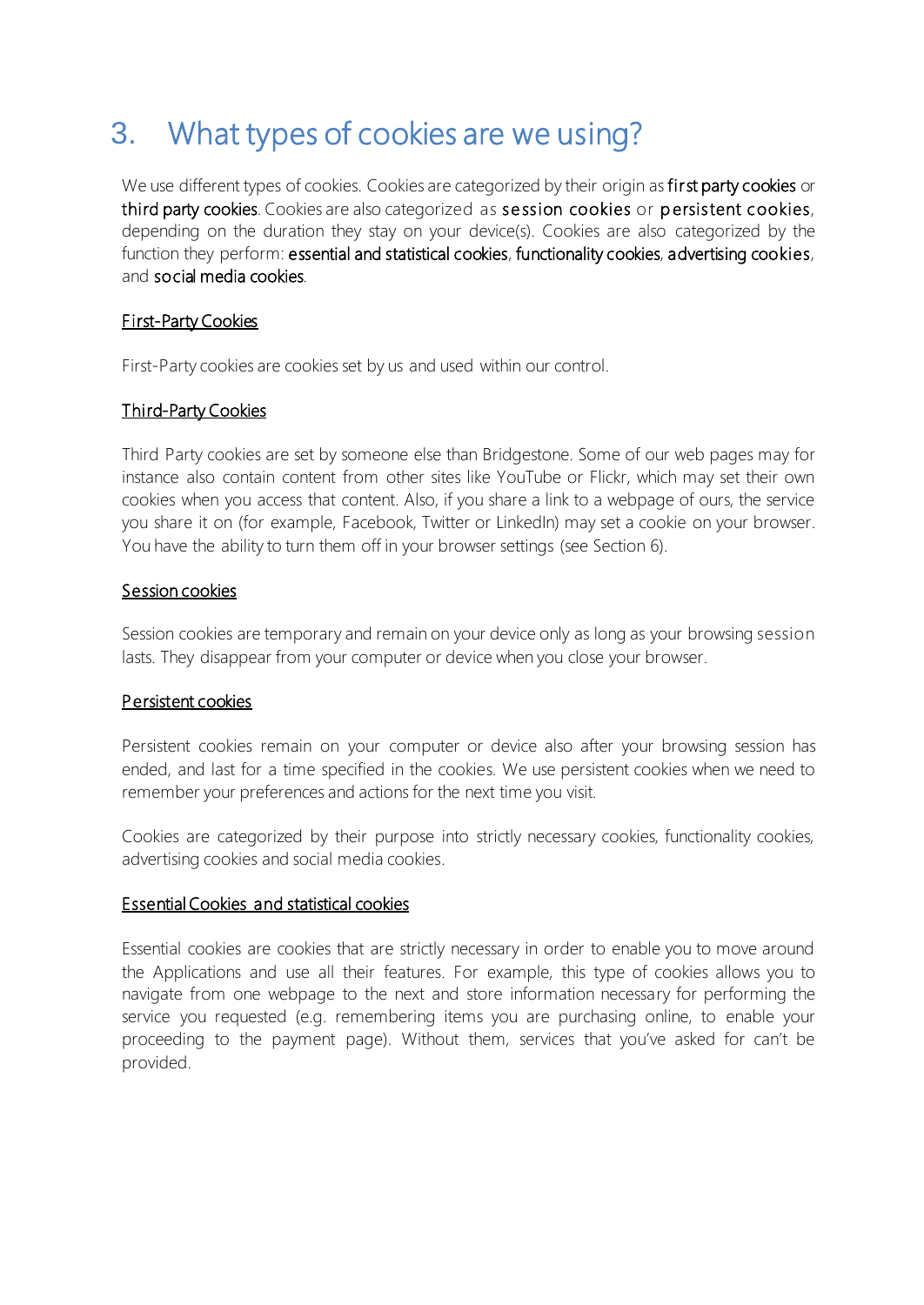# 3. What types of cookies are we using?

We use different types of cookies. Cookies are categorized by their origin as first party cookies or third party cookies. Cookies are also categorized as session cookies or persistent cookies, depending on the duration they stay on your device(s). Cookies are also categorized by the function they perform: essential and statistical cookies, functionality cookies, advertising cookies, and social media cookies.

First-Party Cookies

First-Party cookies are cookies set by us and used within our control.

Third-Party Cookies

Third Party cookies are set by someone else than Bridgestone. Some of our web pages may for instance also contain content from other sites like YouTube or Flickr, which may set their own cookies when you access that content. Also, if you share a link to a webpage of ours, the service you share it on (for example, Facebook, Twitter or LinkedIn) may set a cookie on your browser. You have the ability to turn them off in your browser settings (see Section 6).

Session cookies

Session cookies are temporary and remain on your device only as long as your browsing session lasts. They disappear from your computer or device when you close your browser.

Persistent cookies

Persistent cookies remain on your computer or device also after your browsing session has ended, and last for a time specified in the cookies. We use persistent cookies when we need to remember your preferences and actions for the next time you visit.

Cookies are categorized by their purpose into strictly necessary cookies, functionality cookies, advertising cookies and social media cookies.

Essential Cookies and statistical cookies

Essential cookies are cookies that are strictly necessary in order to enable you to move around the Applications and use all their features. For example, this type of cookies allows you to navigate from one webpage to the next and store information necessary for performing the service you requested (e.g. remembering items you are purchasing online, to enable your proceeding to the payment page). Without them, services that you've asked for can't be provided.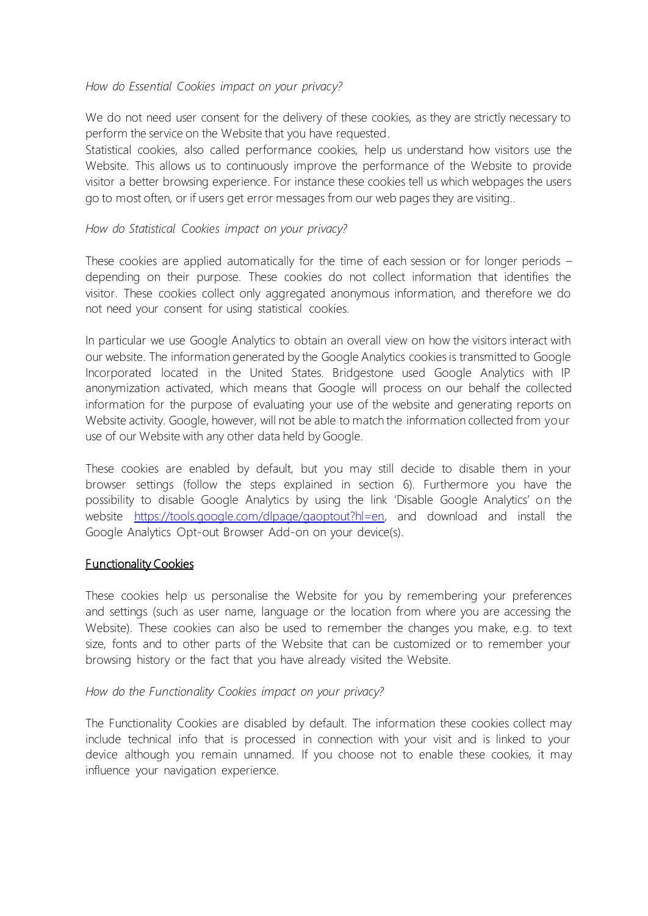*How do Essential Cookies impact on your privacy?*

We do not need user consent for the delivery of these cookies, as they are strictly necessary to perform the service on the Website that you have requested.
Statistical cookies, also called performance cookies, help us understand how visitors use the Website. This allows us to continuously improve the performance of the Website to provide visitor a better browsing experience. For instance these cookies tell us which webpages the users go to most often, or if users get error messages from our web pages they are visiting..

*How do Statistical Cookies impact on your privacy?*

These cookies are applied automatically for the time of each session or for longer periods – depending on their purpose. These cookies do not collect information that identifies the visitor. These cookies collect only aggregated anonymous information, and therefore we do not need your consent for using statistical cookies.

In particular we use Google Analytics to obtain an overall view on how the visitors interact with our website. The information generated by the Google Analytics cookies is transmitted to Google Incorporated located in the United States. Bridgestone used Google Analytics with IP anonymization activated, which means that Google will process on our behalf the collected information for the purpose of evaluating your use of the website and generating reports on Website activity. Google, however, will not be able to match the information collected from your use of our Website with any other data held by Google.

These cookies are enabled by default, but you may still decide to disable them in your browser settings (follow the steps explained in section 6). Furthermore you have the possibility to disable Google Analytics by using the link 'Disable Google Analytics' on the website [https://tools.google.com/dlpage/gaoptout?hl=en](https://tools.google.com/dlpage/gaoptout?hl=en), and download and install the Google Analytics Opt-out Browser Add-on on your device(s).

**Functionality Cookies**

These cookies help us personalise the Website for you by remembering your preferences and settings (such as user name, language or the location from where you are accessing the Website). These cookies can also be used to remember the changes you make, e.g. to text size, fonts and to other parts of the Website that can be customized or to remember your browsing history or the fact that you have already visited the Website.

*How do the Functionality Cookies impact on your privacy?*

The Functionality Cookies are disabled by default. The information these cookies collect may include technical info that is processed in connection with your visit and is linked to your device although you remain unnamed. If you choose not to enable these cookies, it may influence your navigation experience.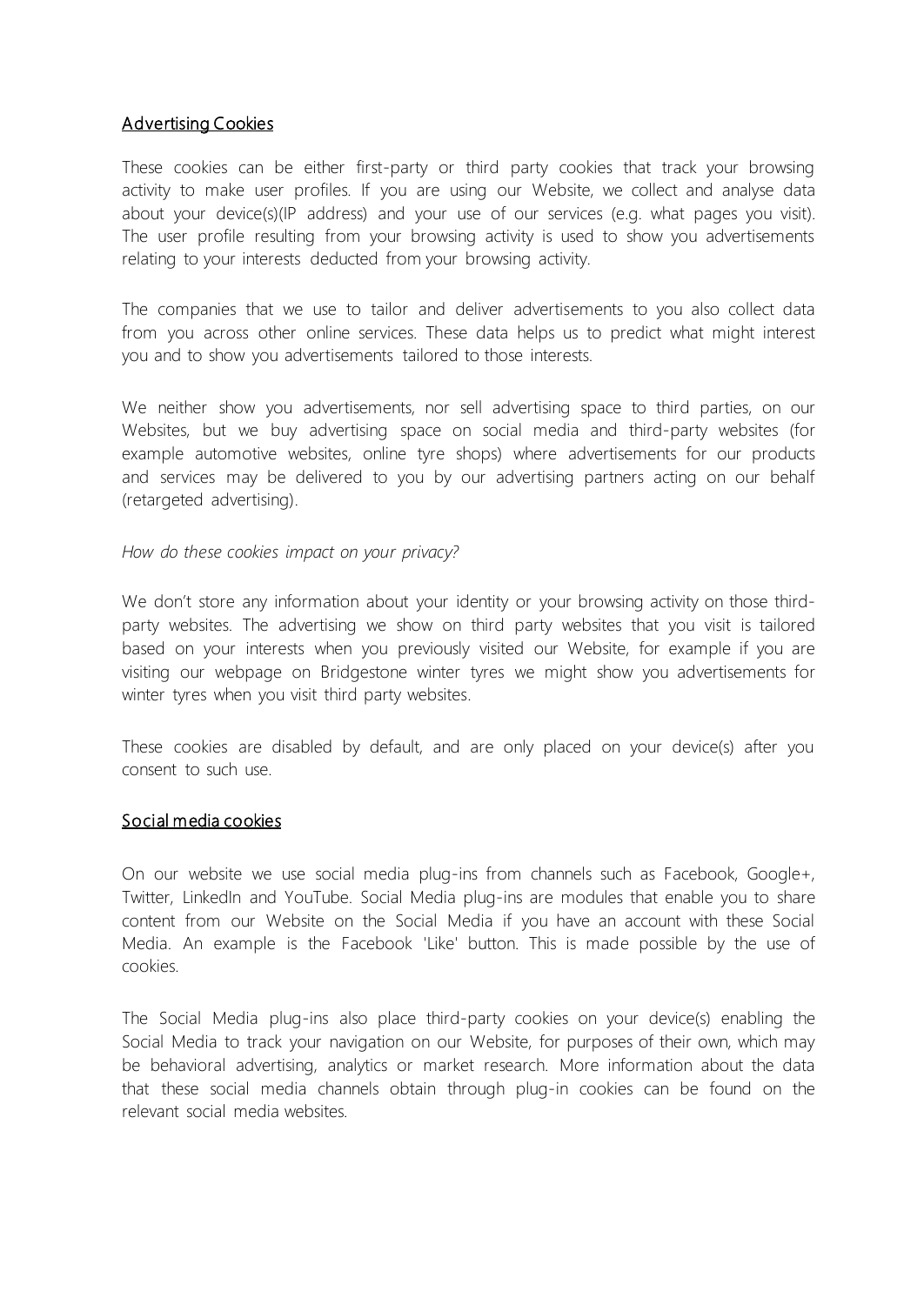## Advertising Cookies

These cookies can be either first-party or third party cookies that track your browsing activity to make user profiles. If you are using our Website, we collect and analyse data about your device(s)(IP address) and your use of our services (e.g. what pages you visit). The user profile resulting from your browsing activity is used to show you advertisements relating to your interests deducted from your browsing activity.

The companies that we use to tailor and deliver advertisements to you also collect data from you across other online services. These data helps us to predict what might interest you and to show you advertisements tailored to those interests.

We neither show you advertisements, nor sell advertising space to third parties, on our Websites, but we buy advertising space on social media and third-party websites (for example automotive websites, online tyre shops) where advertisements for our products and services may be delivered to you by our advertising partners acting on our behalf (retargeted advertising).

*How do these cookies impact on your privacy?*

We don't store any information about your identity or your browsing activity on those third-party websites. The advertising we show on third party websites that you visit is tailored based on your interests when you previously visited our Website, for example if you are visiting our webpage on Bridgestone winter tyres we might show you advertisements for winter tyres when you visit third party websites.

These cookies are disabled by default, and are only placed on your device(s) after you consent to such use.

## Social media cookies

On our website we use social media plug-ins from channels such as Facebook, Google+, Twitter, LinkedIn and YouTube. Social Media plug-ins are modules that enable you to share content from our Website on the Social Media if you have an account with these Social Media. An example is the Facebook 'Like' button. This is made possible by the use of cookies.

The Social Media plug-ins also place third-party cookies on your device(s) enabling the Social Media to track your navigation on our Website, for purposes of their own, which may be behavioral advertising, analytics or market research. More information about the data that these social media channels obtain through plug-in cookies can be found on the relevant social media websites.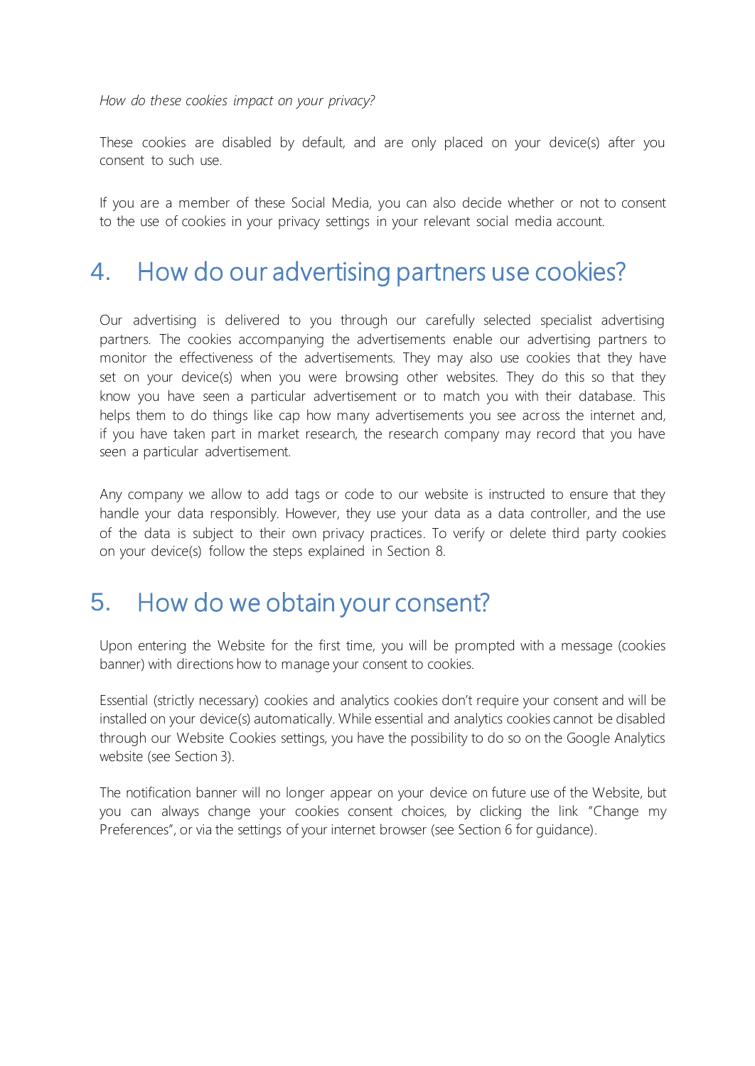*How do these cookies impact on your privacy?*

These cookies are disabled by default, and are only placed on your device(s) after you consent to such use.

If you are a member of these Social Media, you can also decide whether or not to consent to the use of cookies in your privacy settings in your relevant social media account.

## 4. How do our advertising partners use cookies?

Our advertising is delivered to you through our carefully selected specialist advertising partners. The cookies accompanying the advertisements enable our advertising partners to monitor the effectiveness of the advertisements. They may also use cookies that they have set on your device(s) when you were browsing other websites. They do this so that they know you have seen a particular advertisement or to match you with their database. This helps them to do things like cap how many advertisements you see across the internet and, if you have taken part in market research, the research company may record that you have seen a particular advertisement.

Any company we allow to add tags or code to our website is instructed to ensure that they handle your data responsibly. However, they use your data as a data controller, and the use of the data is subject to their own privacy practices. To verify or delete third party cookies on your device(s) follow the steps explained in Section 8.

## 5. How do we obtain your consent?

Upon entering the Website for the first time, you will be prompted with a message (cookies banner) with directions how to manage your consent to cookies.

Essential (strictly necessary) cookies and analytics cookies don't require your consent and will be installed on your device(s) automatically. While essential and analytics cookies cannot be disabled through our Website Cookies settings, you have the possibility to do so on the Google Analytics website (see Section 3).

The notification banner will no longer appear on your device on future use of the Website, but you can always change your cookies consent choices, by clicking the link "Change my Preferences", or via the settings of your internet browser (see Section 6 for guidance).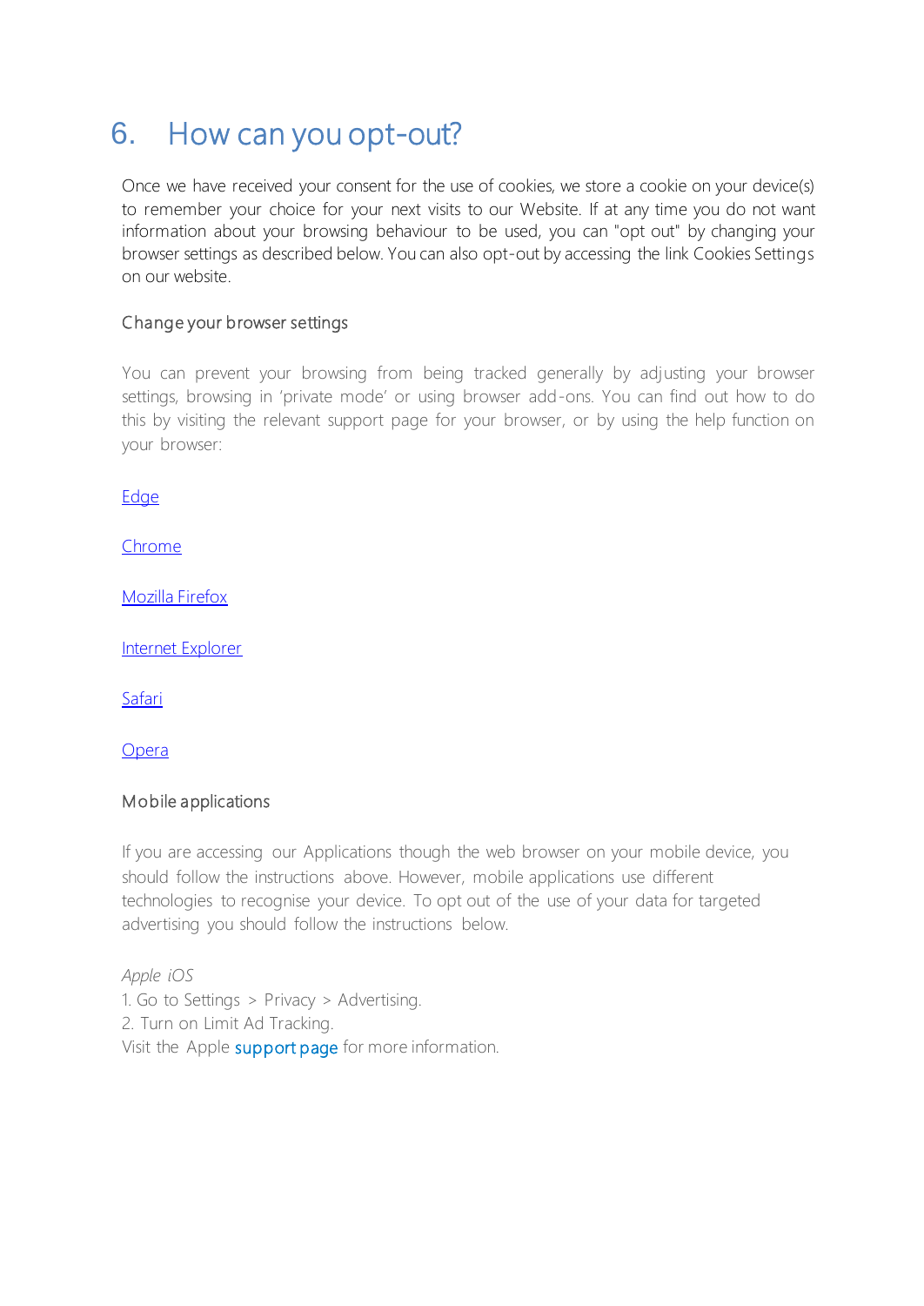# 6. How can you opt-out?

Once we have received your consent for the use of cookies, we store a cookie on your device(s) to remember your choice for your next visits to our Website. If at any time you do not want information about your browsing behaviour to be used, you can "opt out" by changing your browser settings as described below. You can also opt-out by accessing the link Cookies Settings on our website.

### Change your browser settings

You can prevent your browsing from being tracked generally by adjusting your browser settings, browsing in 'private mode' or using browser add-ons. You can find out how to do this by visiting the relevant support page for your browser, or by using the help function on your browser:

Edge

Chrome

Mozilla Firefox

Internet Explorer

Safari

Opera

### Mobile applications

If you are accessing our Applications though the web browser on your mobile device, you should follow the instructions above. However, mobile applications use different technologies to recognise your device. To opt out of the use of your data for targeted advertising you should follow the instructions below.

*Apple iOS*
1. Go to Settings > Privacy > Advertising.
2. Turn on Limit Ad Tracking.

Visit the Apple support page for more information.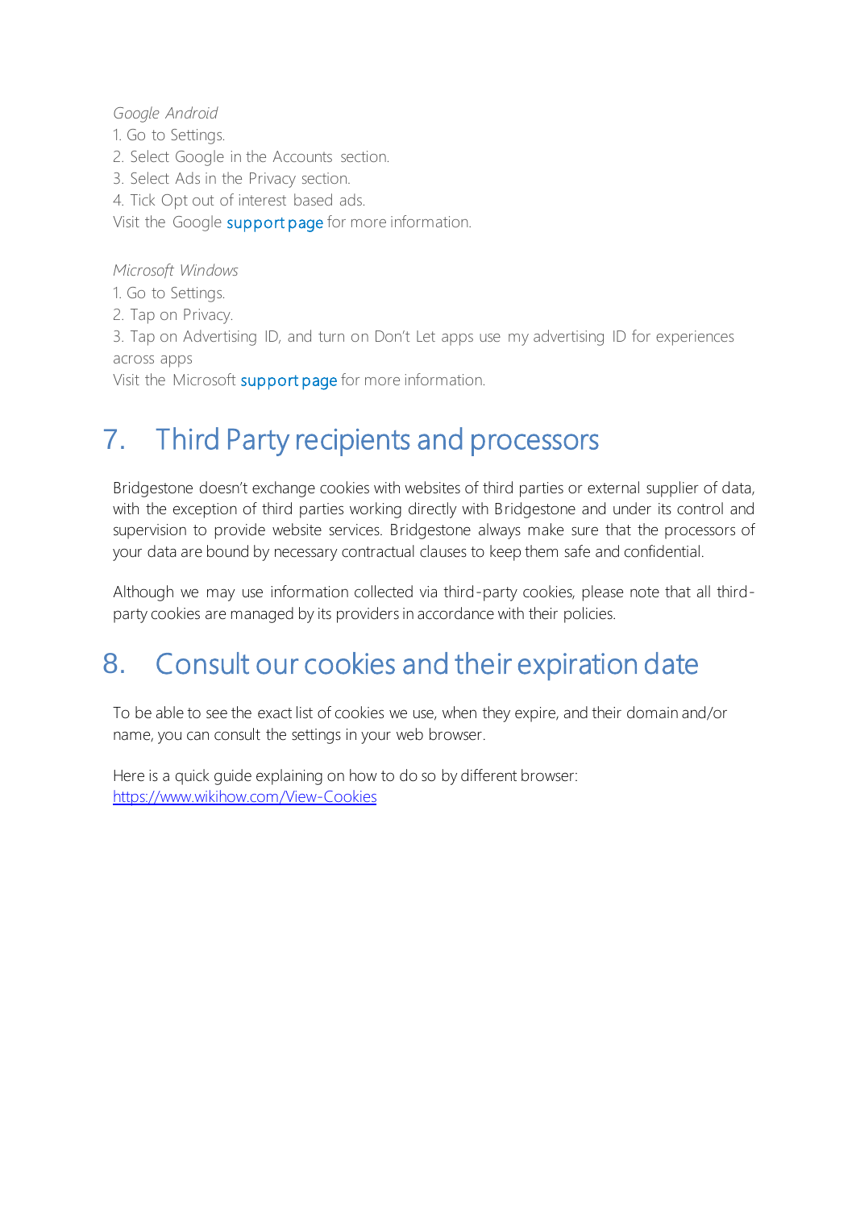*Google Android*

1. Go to Settings.
2. Select Google in the Accounts section.
3. Select Ads in the Privacy section.
4. Tick Opt out of interest based ads.

Visit the Google support page for more information.

*Microsoft Windows*

1. Go to Settings.
2. Tap on Privacy.
3. Tap on Advertising ID, and turn on Don't Let apps use my advertising ID for experiences across apps

Visit the Microsoft support page for more information.

# 7. Third Party recipients and processors

Bridgestone doesn't exchange cookies with websites of third parties or external supplier of data, with the exception of third parties working directly with Bridgestone and under its control and supervision to provide website services. Bridgestone always make sure that the processors of your data are bound by necessary contractual clauses to keep them safe and confidential.

Although we may use information collected via third-party cookies, please note that all third-party cookies are managed by its providers in accordance with their policies.

# 8. Consult our cookies and their expiration date

To be able to see the exact list of cookies we use, when they expire, and their domain and/or name, you can consult the settings in your web browser.

Here is a quick guide explaining on how to do so by different browser:
https://www.wikihow.com/View-Cookies